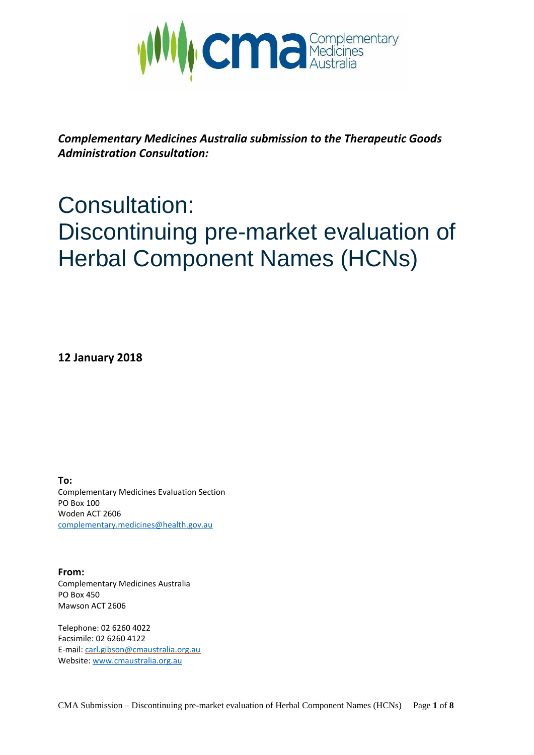***Complementary Medicines Australia submission to the Therapeutic Goods Administration Consultation:***

# Consultation: Discontinuing pre-market evaluation of Herbal Component Names (HCNs)

**12 January 2018**

**To:**
Complementary Medicines Evaluation Section
PO Box 100
Woden ACT 2606
complementary.medicines@health.gov.au

**From:**
Complementary Medicines Australia
PO Box 450
Mawson ACT 2606

Telephone: 02 6260 4022
Facsimile: 02 6260 4122
E-mail: carl.gibson@cmaustralia.org.au
Website: www.cmaustralia.org.au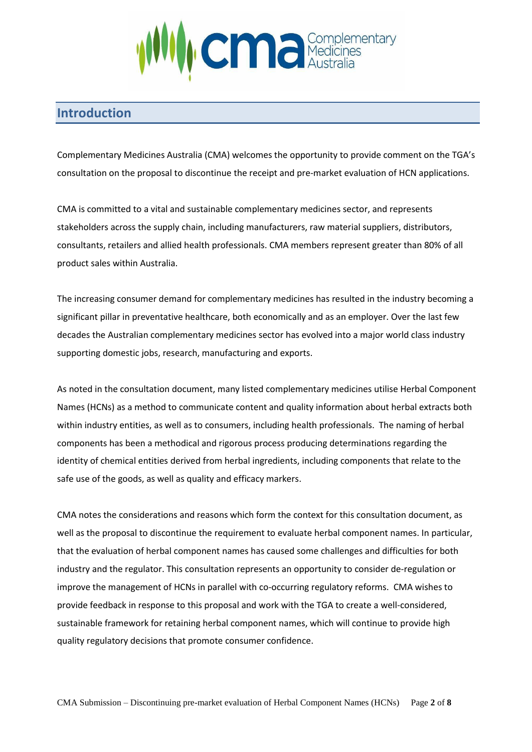## Introduction

Complementary Medicines Australia (CMA) welcomes the opportunity to provide comment on the TGA's consultation on the proposal to discontinue the receipt and pre-market evaluation of HCN applications.

CMA is committed to a vital and sustainable complementary medicines sector, and represents stakeholders across the supply chain, including manufacturers, raw material suppliers, distributors, consultants, retailers and allied health professionals. CMA members represent greater than 80% of all product sales within Australia.

The increasing consumer demand for complementary medicines has resulted in the industry becoming a significant pillar in preventative healthcare, both economically and as an employer. Over the last few decades the Australian complementary medicines sector has evolved into a major world class industry supporting domestic jobs, research, manufacturing and exports.

As noted in the consultation document, many listed complementary medicines utilise Herbal Component Names (HCNs) as a method to communicate content and quality information about herbal extracts both within industry entities, as well as to consumers, including health professionals. The naming of herbal components has been a methodical and rigorous process producing determinations regarding the identity of chemical entities derived from herbal ingredients, including components that relate to the safe use of the goods, as well as quality and efficacy markers.

CMA notes the considerations and reasons which form the context for this consultation document, as well as the proposal to discontinue the requirement to evaluate herbal component names. In particular, that the evaluation of herbal component names has caused some challenges and difficulties for both industry and the regulator. This consultation represents an opportunity to consider de-regulation or improve the management of HCNs in parallel with co-occurring regulatory reforms. CMA wishes to provide feedback in response to this proposal and work with the TGA to create a well-considered, sustainable framework for retaining herbal component names, which will continue to provide high quality regulatory decisions that promote consumer confidence.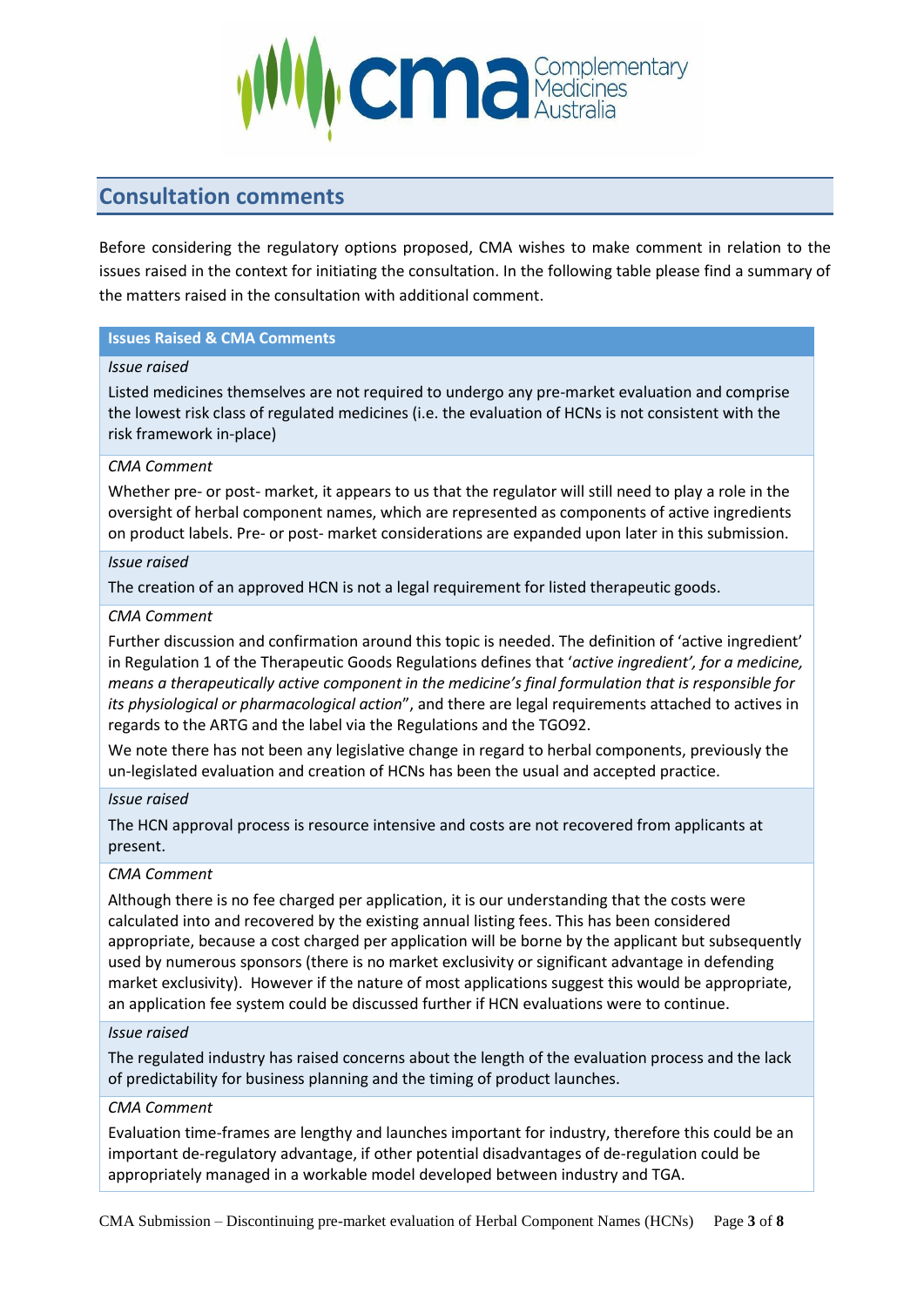## Consultation comments

Before considering the regulatory options proposed, CMA wishes to make comment in relation to the issues raised in the context for initiating the consultation. In the following table please find a summary of the matters raised in the consultation with additional comment.

| Issues Raised & CMA Comments |
|---|
| *Issue raised* |
| Listed medicines themselves are not required to undergo any pre-market evaluation and comprise the lowest risk class of regulated medicines (i.e. the evaluation of HCNs is not consistent with the risk framework in-place) |
| *CMA Comment* |
| Whether pre- or post- market, it appears to us that the regulator will still need to play a role in the oversight of herbal component names, which are represented as components of active ingredients on product labels. Pre- or post- market considerations are expanded upon later in this submission. |
| *Issue raised* |
| The creation of an approved HCN is not a legal requirement for listed therapeutic goods. |
| *CMA Comment* |
| Further discussion and confirmation around this topic is needed. The definition of 'active ingredient' in Regulation 1 of the Therapeutic Goods Regulations defines that '*active ingredient', for a medicine, means a therapeutically active component in the medicine's final formulation that is responsible for its physiological or pharmacological action*", and there are legal requirements attached to actives in regards to the ARTG and the label via the Regulations and the TGO92. <br><br> We note there has not been any legislative change in regard to herbal components, previously the un-legislated evaluation and creation of HCNs has been the usual and accepted practice. |
| *Issue raised* |
| The HCN approval process is resource intensive and costs are not recovered from applicants at present. |
| *CMA Comment* |
| Although there is no fee charged per application, it is our understanding that the costs were calculated into and recovered by the existing annual listing fees. This has been considered appropriate, because a cost charged per application will be borne by the applicant but subsequently used by numerous sponsors (there is no market exclusivity or significant advantage in defending market exclusivity). However if the nature of most applications suggest this would be appropriate, an application fee system could be discussed further if HCN evaluations were to continue. |
| *Issue raised* |
| The regulated industry has raised concerns about the length of the evaluation process and the lack of predictability for business planning and the timing of product launches. |
| *CMA Comment* |
| Evaluation time-frames are lengthy and launches important for industry, therefore this could be an important de-regulatory advantage, if other potential disadvantages of de-regulation could be appropriately managed in a workable model developed between industry and TGA. |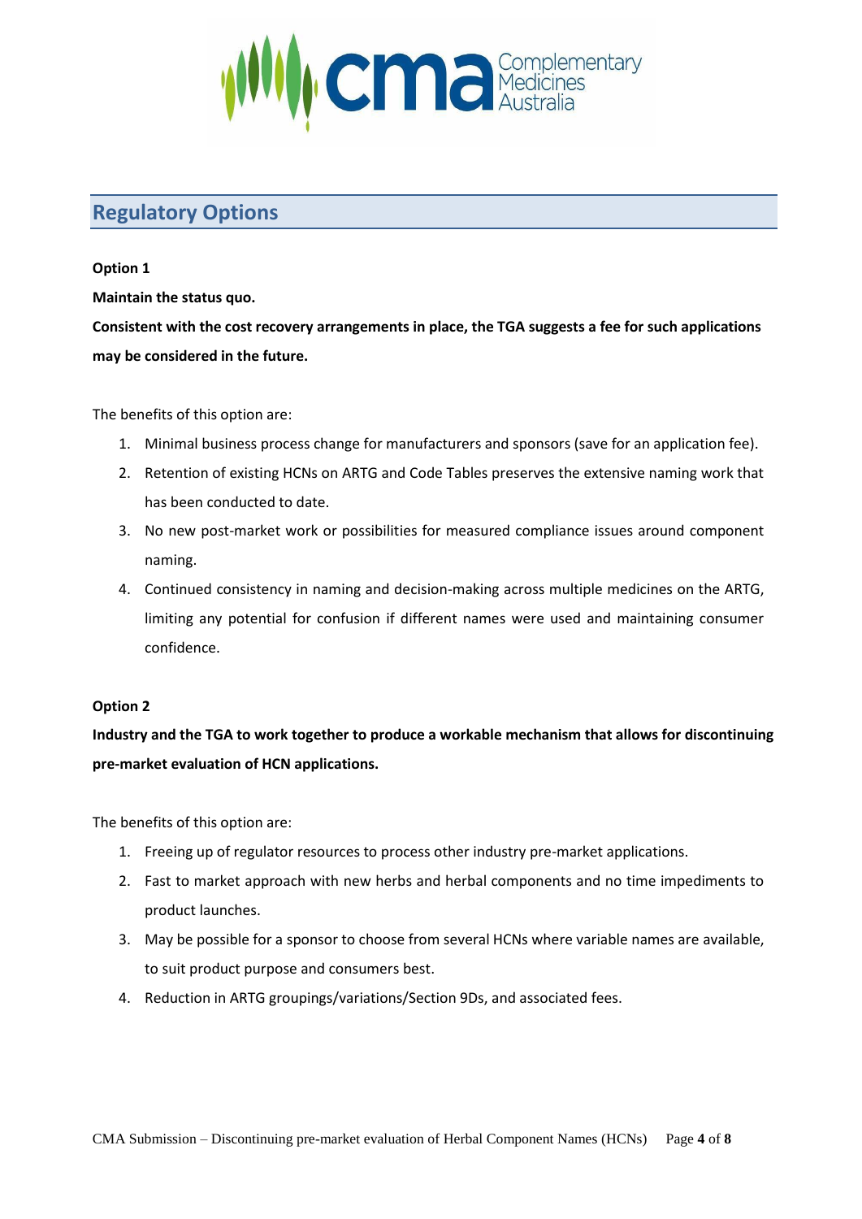## Regulatory Options

**Option 1**

**Maintain the status quo.**

**Consistent with the cost recovery arrangements in place, the TGA suggests a fee for such applications may be considered in the future.**

The benefits of this option are:

1. Minimal business process change for manufacturers and sponsors (save for an application fee).
2. Retention of existing HCNs on ARTG and Code Tables preserves the extensive naming work that has been conducted to date.
3. No new post-market work or possibilities for measured compliance issues around component naming.
4. Continued consistency in naming and decision-making across multiple medicines on the ARTG, limiting any potential for confusion if different names were used and maintaining consumer confidence.

**Option 2**

**Industry and the TGA to work together to produce a workable mechanism that allows for discontinuing pre-market evaluation of HCN applications.**

The benefits of this option are:

1. Freeing up of regulator resources to process other industry pre-market applications.
2. Fast to market approach with new herbs and herbal components and no time impediments to product launches.
3. May be possible for a sponsor to choose from several HCNs where variable names are available, to suit product purpose and consumers best.
4. Reduction in ARTG groupings/variations/Section 9Ds, and associated fees.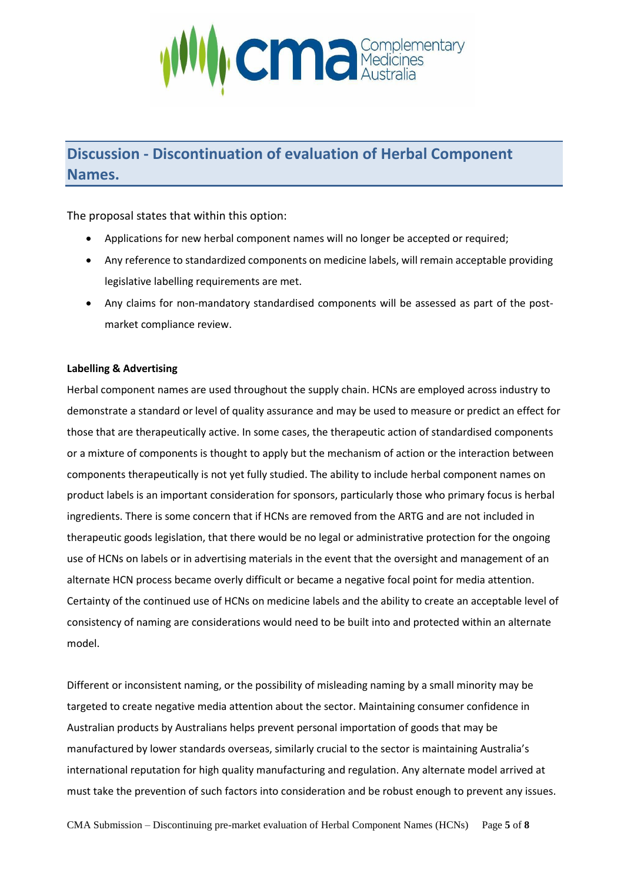## Discussion - Discontinuation of evaluation of Herbal Component Names.

The proposal states that within this option:

- Applications for new herbal component names will no longer be accepted or required;
- Any reference to standardized components on medicine labels, will remain acceptable providing legislative labelling requirements are met.
- Any claims for non-mandatory standardised components will be assessed as part of the post-market compliance review.

**Labelling & Advertising**

Herbal component names are used throughout the supply chain. HCNs are employed across industry to demonstrate a standard or level of quality assurance and may be used to measure or predict an effect for those that are therapeutically active. In some cases, the therapeutic action of standardised components or a mixture of components is thought to apply but the mechanism of action or the interaction between components therapeutically is not yet fully studied. The ability to include herbal component names on product labels is an important consideration for sponsors, particularly those who primary focus is herbal ingredients. There is some concern that if HCNs are removed from the ARTG and are not included in therapeutic goods legislation, that there would be no legal or administrative protection for the ongoing use of HCNs on labels or in advertising materials in the event that the oversight and management of an alternate HCN process became overly difficult or became a negative focal point for media attention. Certainty of the continued use of HCNs on medicine labels and the ability to create an acceptable level of consistency of naming are considerations would need to be built into and protected within an alternate model.

Different or inconsistent naming, or the possibility of misleading naming by a small minority may be targeted to create negative media attention about the sector. Maintaining consumer confidence in Australian products by Australians helps prevent personal importation of goods that may be manufactured by lower standards overseas, similarly crucial to the sector is maintaining Australia's international reputation for high quality manufacturing and regulation. Any alternate model arrived at must take the prevention of such factors into consideration and be robust enough to prevent any issues.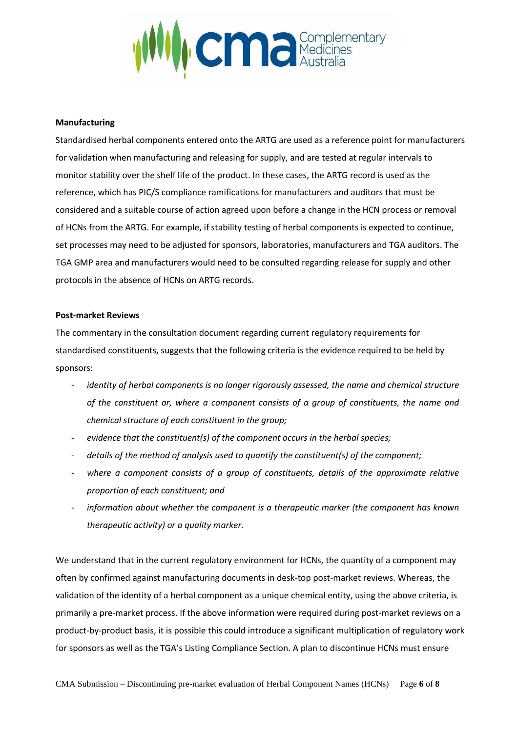**Manufacturing**

Standardised herbal components entered onto the ARTG are used as a reference point for manufacturers for validation when manufacturing and releasing for supply, and are tested at regular intervals to monitor stability over the shelf life of the product. In these cases, the ARTG record is used as the reference, which has PIC/S compliance ramifications for manufacturers and auditors that must be considered and a suitable course of action agreed upon before a change in the HCN process or removal of HCNs from the ARTG. For example, if stability testing of herbal components is expected to continue, set processes may need to be adjusted for sponsors, laboratories, manufacturers and TGA auditors. The TGA GMP area and manufacturers would need to be consulted regarding release for supply and other protocols in the absence of HCNs on ARTG records.

**Post-market Reviews**

The commentary in the consultation document regarding current regulatory requirements for standardised constituents, suggests that the following criteria is the evidence required to be held by sponsors:

- *identity of herbal components is no longer rigorously assessed, the name and chemical structure of the constituent or, where a component consists of a group of constituents, the name and chemical structure of each constituent in the group;*
- *evidence that the constituent(s) of the component occurs in the herbal species;*
- *details of the method of analysis used to quantify the constituent(s) of the component;*
- *where a component consists of a group of constituents, details of the approximate relative proportion of each constituent; and*
- *information about whether the component is a therapeutic marker (the component has known therapeutic activity) or a quality marker.*

We understand that in the current regulatory environment for HCNs, the quantity of a component may often by confirmed against manufacturing documents in desk-top post-market reviews. Whereas, the validation of the identity of a herbal component as a unique chemical entity, using the above criteria, is primarily a pre-market process. If the above information were required during post-market reviews on a product-by-product basis, it is possible this could introduce a significant multiplication of regulatory work for sponsors as well as the TGA's Listing Compliance Section. A plan to discontinue HCNs must ensure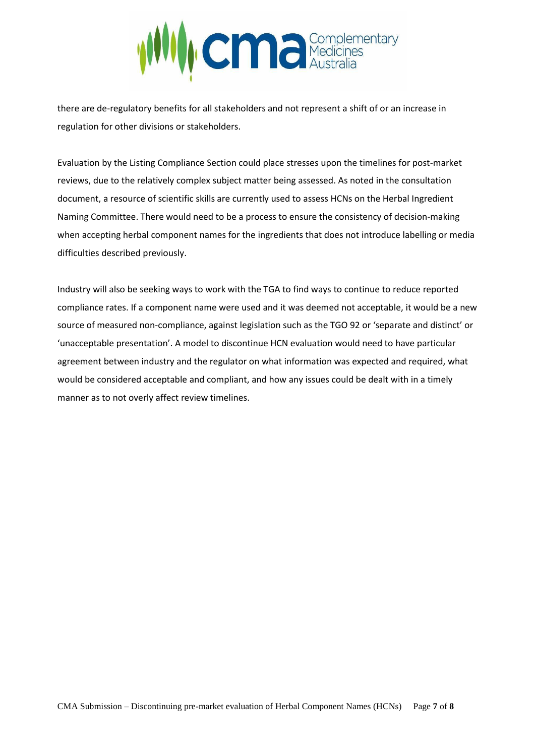there are de-regulatory benefits for all stakeholders and not represent a shift of or an increase in regulation for other divisions or stakeholders.

Evaluation by the Listing Compliance Section could place stresses upon the timelines for post-market reviews, due to the relatively complex subject matter being assessed. As noted in the consultation document, a resource of scientific skills are currently used to assess HCNs on the Herbal Ingredient Naming Committee. There would need to be a process to ensure the consistency of decision-making when accepting herbal component names for the ingredients that does not introduce labelling or media difficulties described previously.

Industry will also be seeking ways to work with the TGA to find ways to continue to reduce reported compliance rates. If a component name were used and it was deemed not acceptable, it would be a new source of measured non-compliance, against legislation such as the TGO 92 or 'separate and distinct' or 'unacceptable presentation'. A model to discontinue HCN evaluation would need to have particular agreement between industry and the regulator on what information was expected and required, what would be considered acceptable and compliant, and how any issues could be dealt with in a timely manner as to not overly affect review timelines.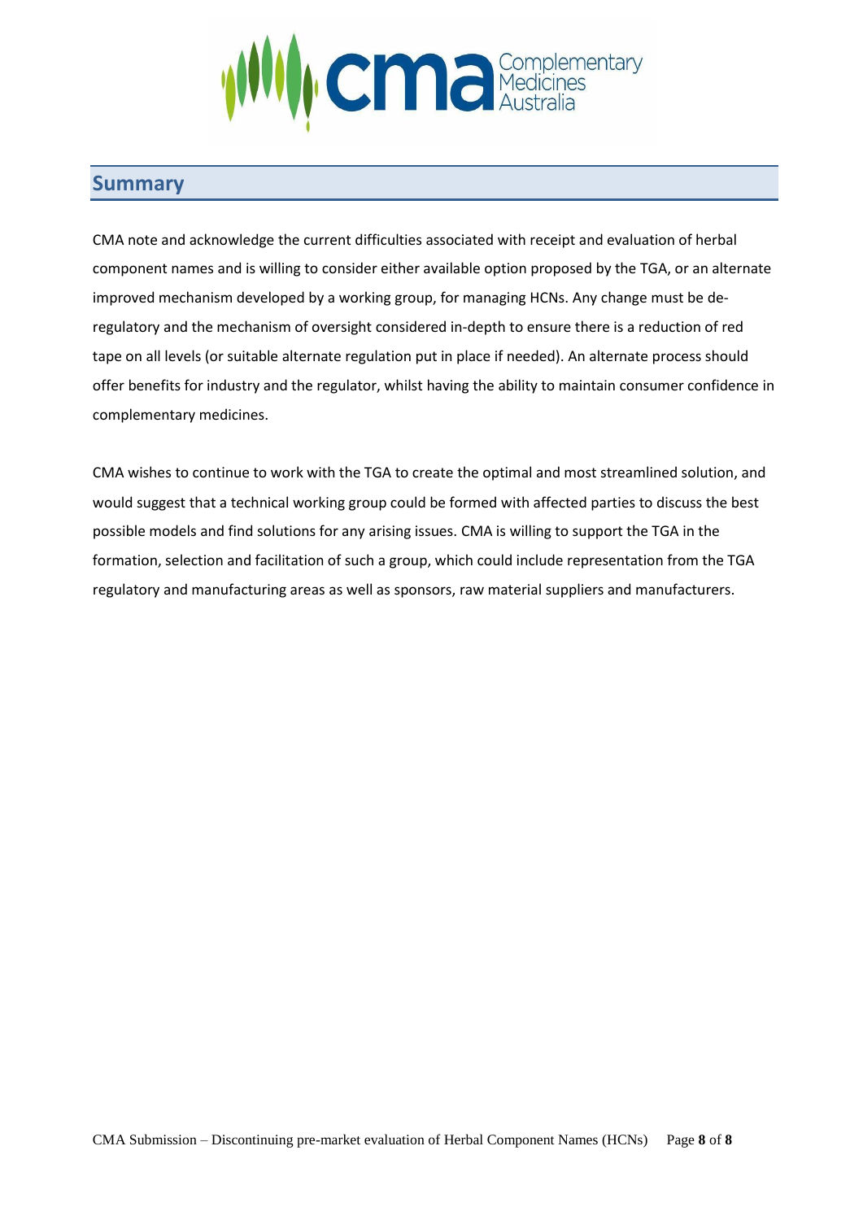## Summary

CMA note and acknowledge the current difficulties associated with receipt and evaluation of herbal component names and is willing to consider either available option proposed by the TGA, or an alternate improved mechanism developed by a working group, for managing HCNs. Any change must be de-regulatory and the mechanism of oversight considered in-depth to ensure there is a reduction of red tape on all levels (or suitable alternate regulation put in place if needed). An alternate process should offer benefits for industry and the regulator, whilst having the ability to maintain consumer confidence in complementary medicines.

CMA wishes to continue to work with the TGA to create the optimal and most streamlined solution, and would suggest that a technical working group could be formed with affected parties to discuss the best possible models and find solutions for any arising issues. CMA is willing to support the TGA in the formation, selection and facilitation of such a group, which could include representation from the TGA regulatory and manufacturing areas as well as sponsors, raw material suppliers and manufacturers.